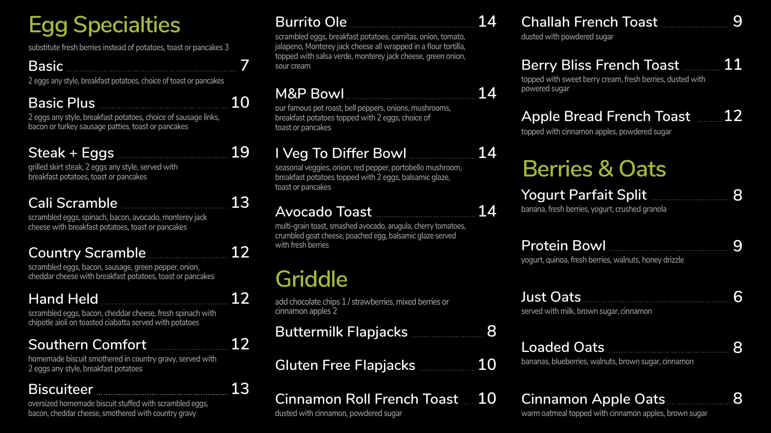# Egg Specialties

substitute fresh berries instead of potatoes, toast or pancakes 3

### Basic — 7
2 eggs any style, breakfast potatoes, choice of toast or pancakes

### Basic Plus — 10
2 eggs any style, breakfast potatoes, choice of sausage links, bacon or turkey sausage patties, toast or pancakes

### Steak + Eggs — 19
grilled skirt steak, 2 eggs any style, served with breakfast potatoes, toast or pancakes

### Cali Scramble — 13
scrambled eggs, spinach, bacon, avocado, monterey jack cheese with breakfast potatoes, toast or pancakes

### Country Scramble — 12
scrambled eggs, bacon, sausage, green pepper, onion, cheddar cheese with breakfast potatoes, toast or pancakes

### Hand Held — 12
scrambled eggs, bacon, cheddar cheese, fresh spinach with chipotle aioli on toasted ciabatta served with potatoes

### Southern Comfort — 12
homemade biscuit smothered in country gravy, served with 2 eggs any style, breakfast potatoes

### Biscuiteer — 13
oversized homemade biscuit stuffed with scrambled eggs, bacon, cheddar cheese, smothered with country gravy

### Burrito Ole — 14
scrambled eggs, breakfast potatoes, carnitas, onion, tomato, jalapeno, Monterey jack cheese all wrapped in a flour tortilla, topped with salsa verde, monterey jack cheese, green onion, sour cream

### M&P Bowl — 14
our famous pot roast, bell peppers, onions, mushrooms, breakfast potatoes topped with 2 eggs, choice of toast or pancakes

### I Veg To Differ Bowl — 14
seasonal veggies, onion, red pepper, portobello mushroom, breakfast potatoes topped with 2 eggs, balsamic glaze, toast or pancakes

### Avocado Toast — 14
multi-grain toast, smashed avocado, arugula, cherry tomatoes, crumbled goat cheese, poached egg, balsamic glaze served with fresh berries

# Griddle

add chocolate chips 1 / strawberries, mixed berries or cinnamon apples 2

### Buttermilk Flapjacks — 8

### Gluten Free Flapjacks — 10

### Cinnamon Roll French Toast — 10
dusted with cinnamon, powdered sugar

### Challah French Toast — 9
dusted with powdered sugar

### Berry Bliss French Toast — 11
topped with sweet berry cream, fresh berries, dusted with powered sugar

### Apple Bread French Toast — 12
topped with cinnamon apples, powdered sugar

# Berries & Oats

### Yogurt Parfait Split — 8
banana, fresh berries, yogurt, crushed granola

### Protein Bowl — 9
yogurt, quinoa, fresh berries, walnuts, honey drizzle

### Just Oats — 6
served with milk, brown sugar, cinnamon

### Loaded Oats — 8
bananas, blueberries, walnuts, brown sugar, cinnamon

### Cinnamon Apple Oats — 8
warm oatmeal topped with cinnamon apples, brown sugar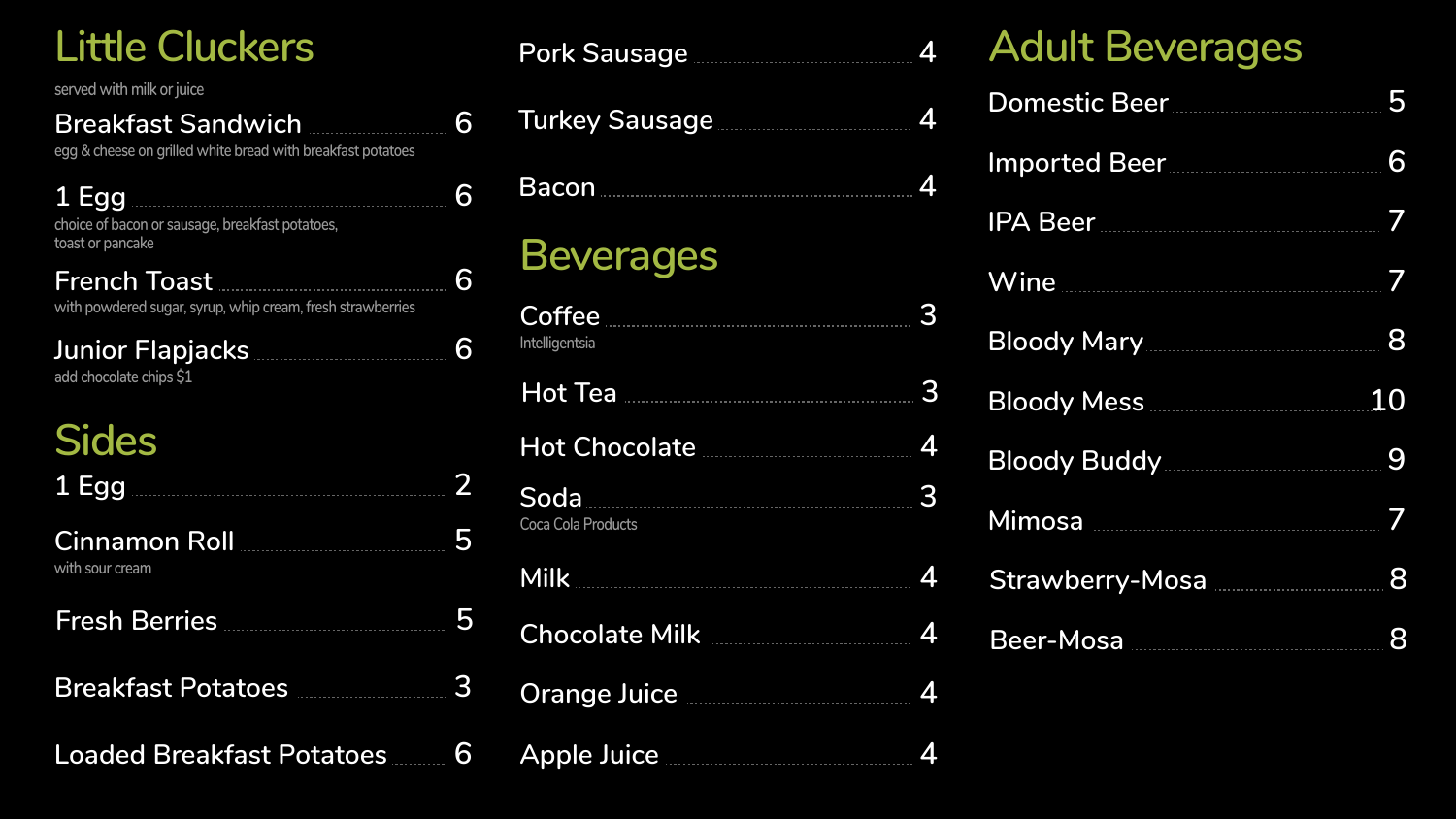## Little Cluckers

served with milk or juice

**Breakfast Sandwich** ... 6
egg & cheese on grilled white bread with breakfast potatoes

**1 Egg** ... 6
choice of bacon or sausage, breakfast potatoes, toast or pancake

**French Toast** ... 6
with powdered sugar, syrup, whip cream, fresh strawberries

**Junior Flapjacks** ... 6
add chocolate chips $1

## Sides

1 Egg ... 2

Cinnamon Roll ... 5
with sour cream

Fresh Berries ... 5

Breakfast Potatoes ... 3

Loaded Breakfast Potatoes ... 6

Pork Sausage ... 4

Turkey Sausage ... 4

Bacon ... 4

## Beverages

Coffee ... 3
Intelligentsia

Hot Tea ... 3

Hot Chocolate ... 4

Soda ... 3
Coca Cola Products

Milk ... 4

Chocolate Milk ... 4

Orange Juice ... 4

Apple Juice ... 4

## Adult Beverages

Domestic Beer ... 5

Imported Beer ... 6

IPA Beer ... 7

Wine ... 7

Bloody Mary ... 8

Bloody Mess ... 10

Bloody Buddy ... 9

Mimosa ... 7

Strawberry-Mosa ... 8

Beer-Mosa ... 8